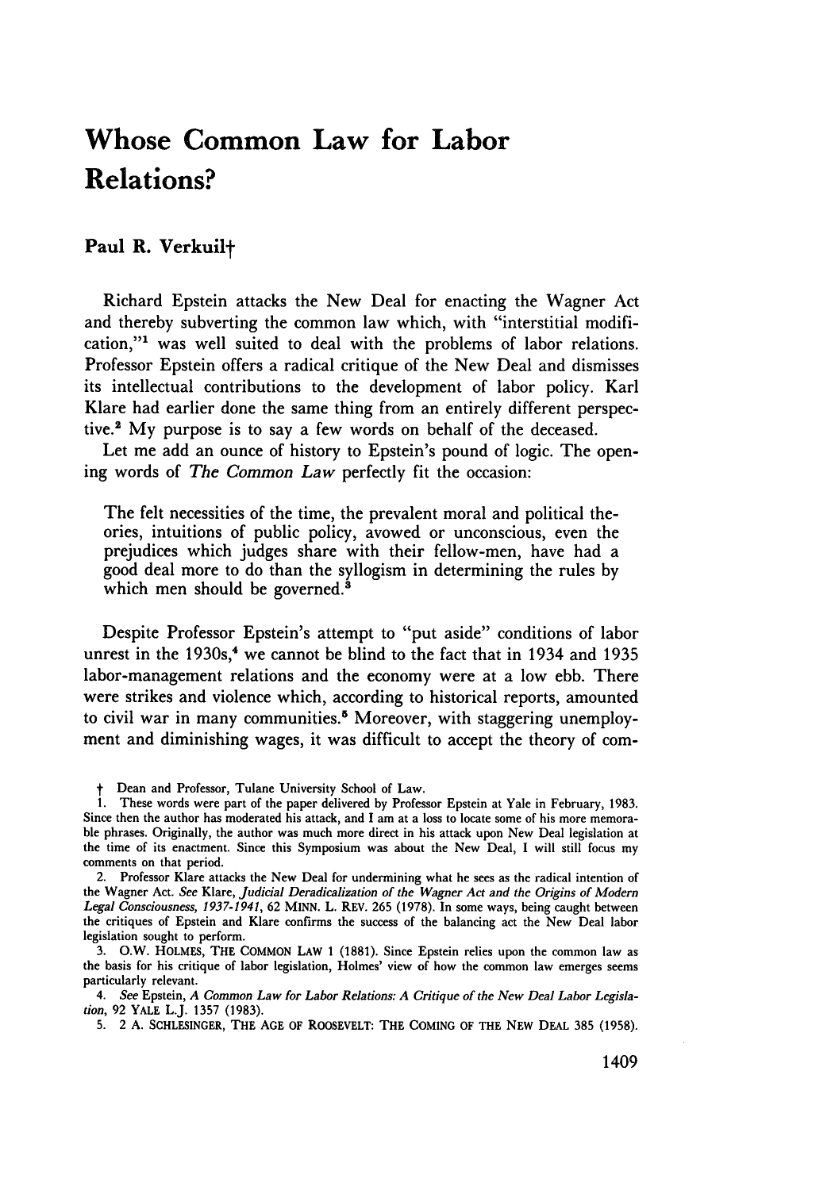# Whose Common Law for Labor Relations?

**Paul R. Verkuil†**

Richard Epstein attacks the New Deal for enacting the Wagner Act and thereby subverting the common law which, with "interstitial modification,"[1] was well suited to deal with the problems of labor relations. Professor Epstein offers a radical critique of the New Deal and dismisses its intellectual contributions to the development of labor policy. Karl Klare had earlier done the same thing from an entirely different perspective.[2] My purpose is to say a few words on behalf of the deceased.

Let me add an ounce of history to Epstein's pound of logic. The opening words of *The Common Law* perfectly fit the occasion:

> The felt necessities of the time, the prevalent moral and political theories, intuitions of public policy, avowed or unconscious, even the prejudices which judges share with their fellow-men, have had a good deal more to do than the syllogism in determining the rules by which men should be governed.[3]

Despite Professor Epstein's attempt to "put aside" conditions of labor unrest in the 1930s,[4] we cannot be blind to the fact that in 1934 and 1935 labor-management relations and the economy were at a low ebb. There were strikes and violence which, according to historical reports, amounted to civil war in many communities.[5] Moreover, with staggering unemployment and diminishing wages, it was difficult to accept the theory of com-

† Dean and Professor, Tulane University School of Law.

1. These words were part of the paper delivered by Professor Epstein at Yale in February, 1983. Since then the author has moderated his attack, and I am at a loss to locate some of his more memorable phrases. Originally, the author was much more direct in his attack upon New Deal legislation at the time of its enactment. Since this Symposium was about the New Deal, I will still focus my comments on that period.

2. Professor Klare attacks the New Deal for undermining what he sees as the radical intention of the Wagner Act. *See* Klare, *Judicial Deradicalization of the Wagner Act and the Origins of Modern Legal Consciousness, 1937-1941*, 62 MINN. L. REV. 265 (1978). In some ways, being caught between the critiques of Epstein and Klare confirms the success of the balancing act the New Deal labor legislation sought to perform.

3. O.W. HOLMES, THE COMMON LAW 1 (1881). Since Epstein relies upon the common law as the basis for his critique of labor legislation, Holmes' view of how the common law emerges seems particularly relevant.

4. *See* Epstein, *A Common Law for Labor Relations: A Critique of the New Deal Labor Legislation*, 92 YALE L.J. 1357 (1983).

5. 2 A. SCHLESINGER, THE AGE OF ROOSEVELT: THE COMING OF THE NEW DEAL 385 (1958).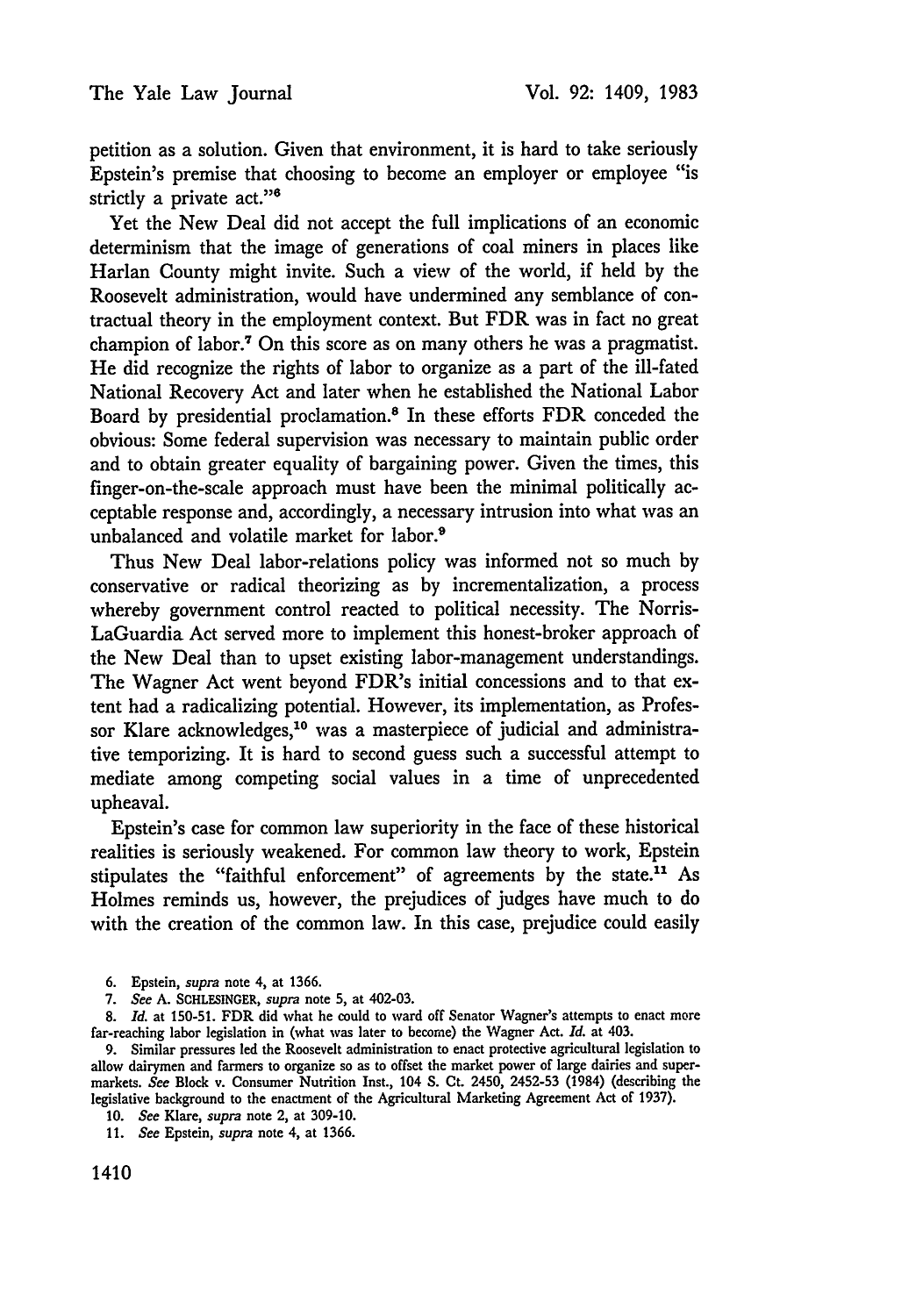petition as a solution. Given that environment, it is hard to take seriously Epstein's premise that choosing to become an employer or employee "is strictly a private act."[6]

Yet the New Deal did not accept the full implications of an economic determinism that the image of generations of coal miners in places like Harlan County might invite. Such a view of the world, if held by the Roosevelt administration, would have undermined any semblance of contractual theory in the employment context. But FDR was in fact no great champion of labor.[7] On this score as on many others he was a pragmatist. He did recognize the rights of labor to organize as a part of the ill-fated National Recovery Act and later when he established the National Labor Board by presidential proclamation.[8] In these efforts FDR conceded the obvious: Some federal supervision was necessary to maintain public order and to obtain greater equality of bargaining power. Given the times, this finger-on-the-scale approach must have been the minimal politically acceptable response and, accordingly, a necessary intrusion into what was an unbalanced and volatile market for labor.[9]

Thus New Deal labor-relations policy was informed not so much by conservative or radical theorizing as by incrementalization, a process whereby government control reacted to political necessity. The Norris-LaGuardia Act served more to implement this honest-broker approach of the New Deal than to upset existing labor-management understandings. The Wagner Act went beyond FDR's initial concessions and to that extent had a radicalizing potential. However, its implementation, as Professor Klare acknowledges,[10] was a masterpiece of judicial and administrative temporizing. It is hard to second guess such a successful attempt to mediate among competing social values in a time of unprecedented upheaval.

Epstein's case for common law superiority in the face of these historical realities is seriously weakened. For common law theory to work, Epstein stipulates the "faithful enforcement" of agreements by the state.[11] As Holmes reminds us, however, the prejudices of judges have much to do with the creation of the common law. In this case, prejudice could easily

6. Epstein, *supra* note 4, at 1366.

7. *See* A. SCHLESINGER, *supra* note 5, at 402-03.

8. *Id.* at 150-51. FDR did what he could to ward off Senator Wagner's attempts to enact more far-reaching labor legislation in (what was later to become) the Wagner Act. *Id.* at 403.

9. Similar pressures led the Roosevelt administration to enact protective agricultural legislation to allow dairymen and farmers to organize so as to offset the market power of large dairies and supermarkets. *See* Block v. Consumer Nutrition Inst., 104 S. Ct. 2450, 2452-53 (1984) (describing the legislative background to the enactment of the Agricultural Marketing Agreement Act of 1937).

10. *See* Klare, *supra* note 2, at 309-10.

11. *See* Epstein, *supra* note 4, at 1366.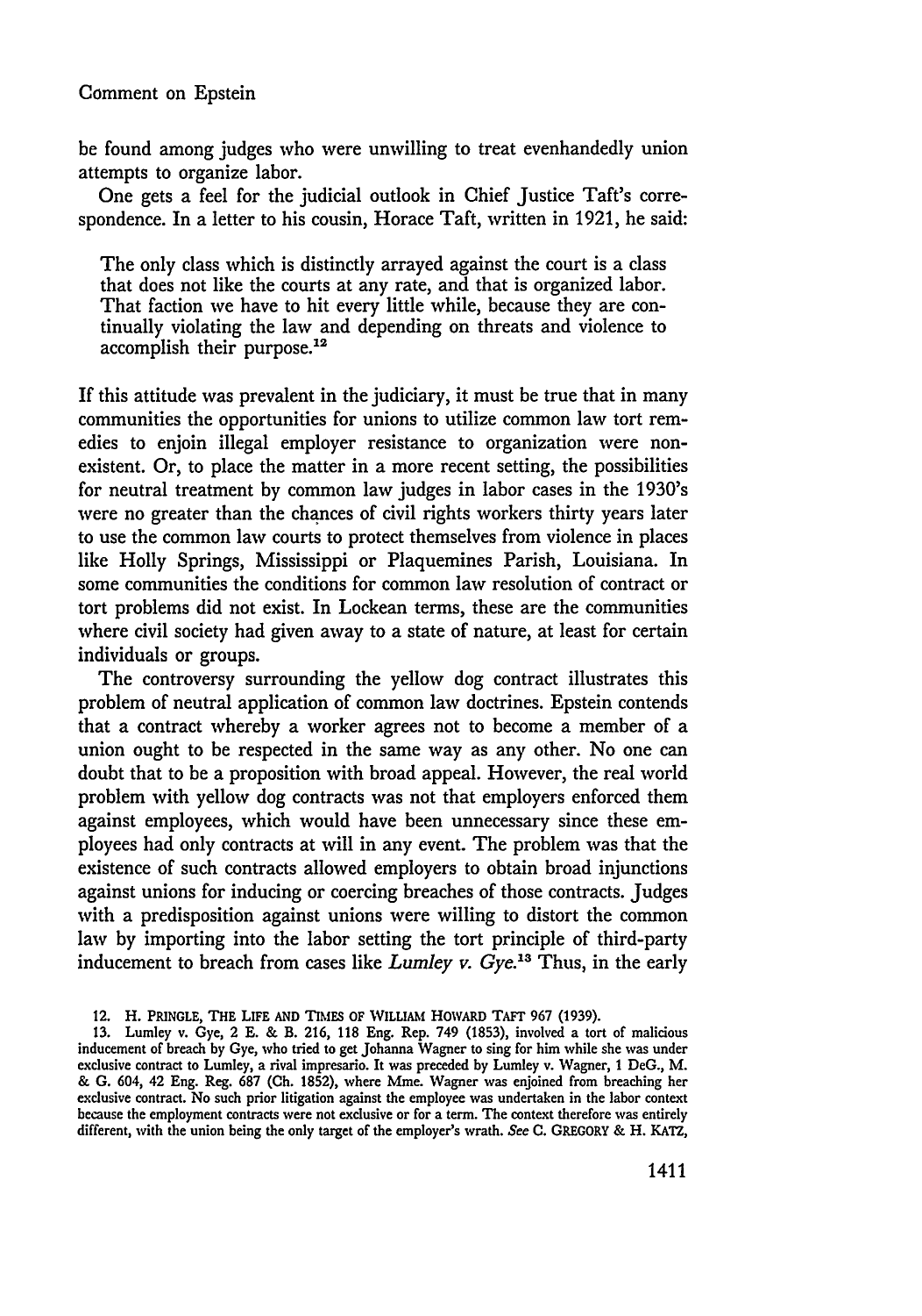be found among judges who were unwilling to treat evenhandedly union attempts to organize labor.

One gets a feel for the judicial outlook in Chief Justice Taft's correspondence. In a letter to his cousin, Horace Taft, written in 1921, he said:

> The only class which is distinctly arrayed against the court is a class that does not like the courts at any rate, and that is organized labor. That faction we have to hit every little while, because they are continually violating the law and depending on threats and violence to accomplish their purpose.[12]

If this attitude was prevalent in the judiciary, it must be true that in many communities the opportunities for unions to utilize common law tort remedies to enjoin illegal employer resistance to organization were nonexistent. Or, to place the matter in a more recent setting, the possibilities for neutral treatment by common law judges in labor cases in the 1930's were no greater than the chances of civil rights workers thirty years later to use the common law courts to protect themselves from violence in places like Holly Springs, Mississippi or Plaquemines Parish, Louisiana. In some communities the conditions for common law resolution of contract or tort problems did not exist. In Lockean terms, these are the communities where civil society had given away to a state of nature, at least for certain individuals or groups.

The controversy surrounding the yellow dog contract illustrates this problem of neutral application of common law doctrines. Epstein contends that a contract whereby a worker agrees not to become a member of a union ought to be respected in the same way as any other. No one can doubt that to be a proposition with broad appeal. However, the real world problem with yellow dog contracts was not that employers enforced them against employees, which would have been unnecessary since these employees had only contracts at will in any event. The problem was that the existence of such contracts allowed employers to obtain broad injunctions against unions for inducing or coercing breaches of those contracts. Judges with a predisposition against unions were willing to distort the common law by importing into the labor setting the tort principle of third-party inducement to breach from cases like *Lumley v. Gye*.[13] Thus, in the early

12. H. PRINGLE, THE LIFE AND TIMES OF WILLIAM HOWARD TAFT 967 (1939).

13. Lumley v. Gye, 2 E. & B. 216, 118 Eng. Rep. 749 (1853), involved a tort of malicious inducement of breach by Gye, who tried to get Johanna Wagner to sing for him while she was under exclusive contract to Lumley, a rival impresario. It was preceded by Lumley v. Wagner, 1 DeG., M. & G. 604, 42 Eng. Reg. 687 (Ch. 1852), where Mme. Wagner was enjoined from breaching her exclusive contract. No such prior litigation against the employee was undertaken in the labor context because the employment contracts were not exclusive or for a term. The context therefore was entirely different, with the union being the only target of the employer's wrath. *See* C. GREGORY & H. KATZ,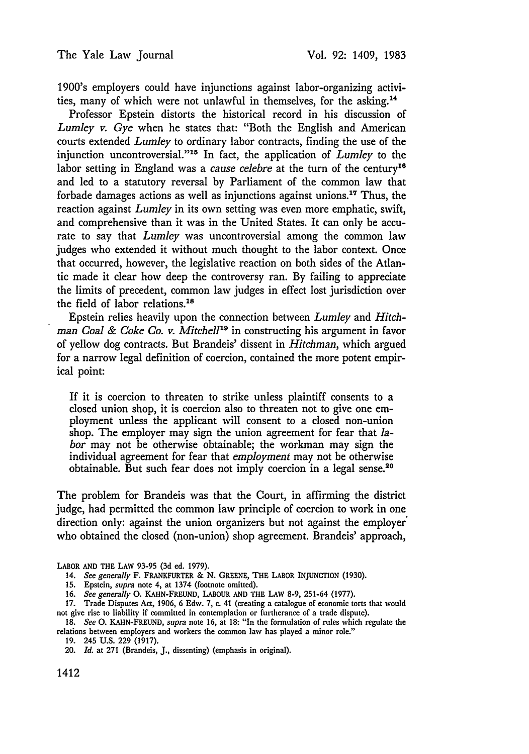1900's employers could have injunctions against labor-organizing activities, many of which were not unlawful in themselves, for the asking.[14]

Professor Epstein distorts the historical record in his discussion of *Lumley v. Gye* when he states that: "Both the English and American courts extended *Lumley* to ordinary labor contracts, finding the use of the injunction uncontroversial."[15] In fact, the application of *Lumley* to the labor setting in England was a *cause celebre* at the turn of the century[16] and led to a statutory reversal by Parliament of the common law that forbade damages actions as well as injunctions against unions.[17] Thus, the reaction against *Lumley* in its own setting was even more emphatic, swift, and comprehensive than it was in the United States. It can only be accurate to say that *Lumley* was uncontroversial among the common law judges who extended it without much thought to the labor context. Once that occurred, however, the legislative reaction on both sides of the Atlantic made it clear how deep the controversy ran. By failing to appreciate the limits of precedent, common law judges in effect lost jurisdiction over the field of labor relations.[18]

Epstein relies heavily upon the connection between *Lumley* and *Hitchman Coal & Coke Co. v. Mitchell*[19] in constructing his argument in favor of yellow dog contracts. But Brandeis' dissent in *Hitchman*, which argued for a narrow legal definition of coercion, contained the more potent empirical point:

> If it is coercion to threaten to strike unless plaintiff consents to a closed union shop, it is coercion also to threaten not to give one employment unless the applicant will consent to a closed non-union shop. The employer may sign the union agreement for fear that *labor* may not be otherwise obtainable; the workman may sign the individual agreement for fear that *employment* may not be otherwise obtainable. But such fear does not imply coercion in a legal sense.[20]

The problem for Brandeis was that the Court, in affirming the district judge, had permitted the common law principle of coercion to work in one direction only: against the union organizers but not against the employer who obtained the closed (non-union) shop agreement. Brandeis' approach,

LABOR AND THE LAW 93-95 (3d ed. 1979).

14. *See generally* F. FRANKFURTER & N. GREENE, THE LABOR INJUNCTION (1930).

15. Epstein, *supra* note 4, at 1374 (footnote omitted).

16. *See generally* O. KAHN-FREUND, LABOUR AND THE LAW 8-9, 251-64 (1977).

17. Trade Disputes Act, 1906, 6 Edw. 7, c. 41 (creating a catalogue of economic torts that would not give rise to liability if committed in contemplation or furtherance of a trade dispute).

18. *See* O. KAHN-FREUND, *supra* note 16, at 18: "In the formulation of rules which regulate the relations between employers and workers the common law has played a minor role."

19. 245 U.S. 229 (1917).

20. *Id.* at 271 (Brandeis, J., dissenting) (emphasis in original).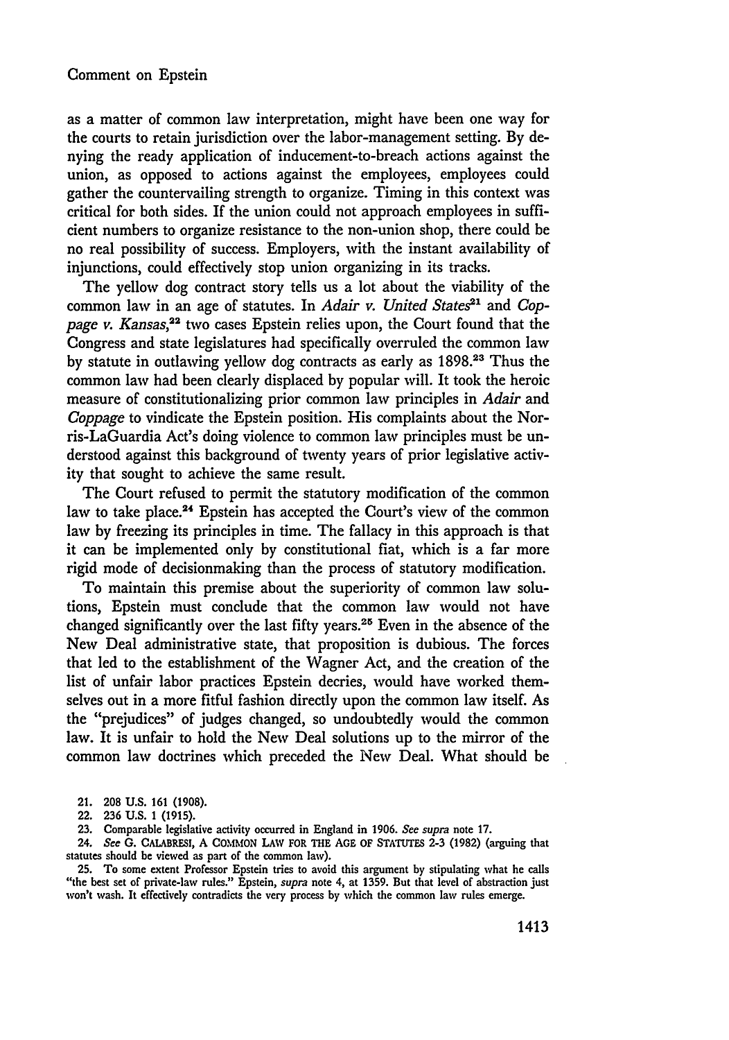as a matter of common law interpretation, might have been one way for the courts to retain jurisdiction over the labor-management setting. By denying the ready application of inducement-to-breach actions against the union, as opposed to actions against the employees, employees could gather the countervailing strength to organize. Timing in this context was critical for both sides. If the union could not approach employees in sufficient numbers to organize resistance to the non-union shop, there could be no real possibility of success. Employers, with the instant availability of injunctions, could effectively stop union organizing in its tracks.

The yellow dog contract story tells us a lot about the viability of the common law in an age of statutes. In *Adair v. United States*[21] and *Coppage v. Kansas*,[22] two cases Epstein relies upon, the Court found that the Congress and state legislatures had specifically overruled the common law by statute in outlawing yellow dog contracts as early as 1898.[23] Thus the common law had been clearly displaced by popular will. It took the heroic measure of constitutionalizing prior common law principles in *Adair* and *Coppage* to vindicate the Epstein position. His complaints about the Norris-LaGuardia Act's doing violence to common law principles must be understood against this background of twenty years of prior legislative activity that sought to achieve the same result.

The Court refused to permit the statutory modification of the common law to take place.[24] Epstein has accepted the Court's view of the common law by freezing its principles in time. The fallacy in this approach is that it can be implemented only by constitutional fiat, which is a far more rigid mode of decisionmaking than the process of statutory modification.

To maintain this premise about the superiority of common law solutions, Epstein must conclude that the common law would not have changed significantly over the last fifty years.[25] Even in the absence of the New Deal administrative state, that proposition is dubious. The forces that led to the establishment of the Wagner Act, and the creation of the list of unfair labor practices Epstein decries, would have worked themselves out in a more fitful fashion directly upon the common law itself. As the "prejudices" of judges changed, so undoubtedly would the common law. It is unfair to hold the New Deal solutions up to the mirror of the common law doctrines which preceded the New Deal. What should be

21. 208 U.S. 161 (1908).

22. 236 U.S. 1 (1915).

23. Comparable legislative activity occurred in England in 1906. *See supra* note 17.

24. *See* G. CALABRESI, A COMMON LAW FOR THE AGE OF STATUTES 2-3 (1982) (arguing that statutes should be viewed as part of the common law).

25. To some extent Professor Epstein tries to avoid this argument by stipulating what he calls "the best set of private-law rules." Epstein, *supra* note 4, at 1359. But that level of abstraction just won't wash. It effectively contradicts the very process by which the common law rules emerge.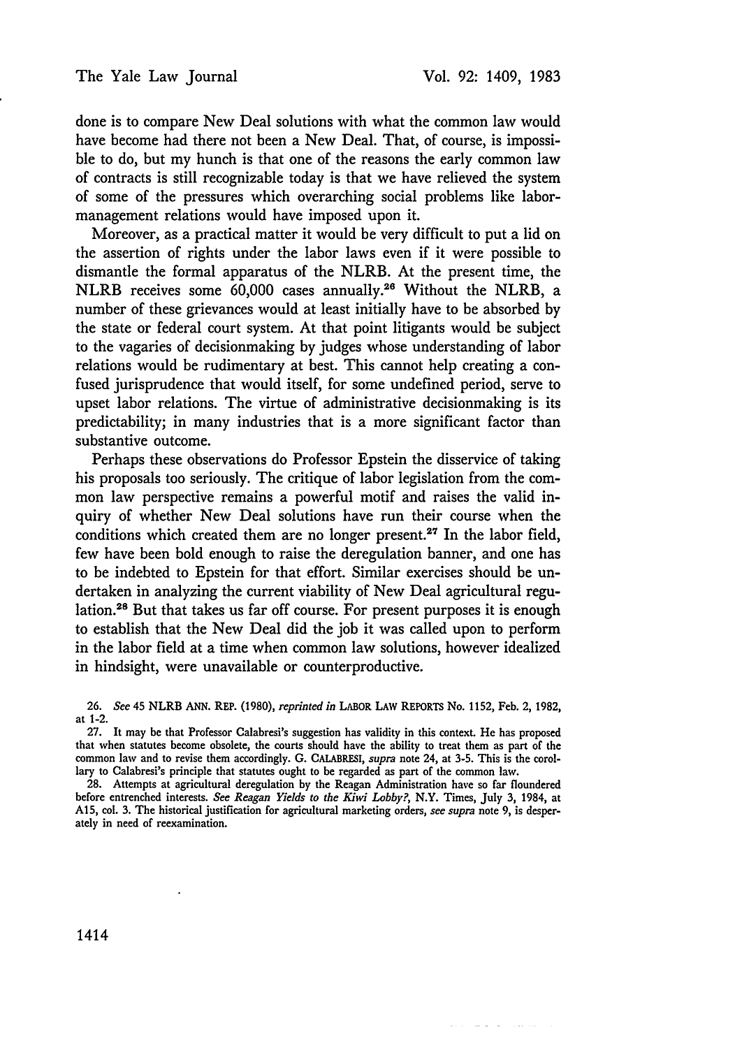done is to compare New Deal solutions with what the common law would have become had there not been a New Deal. That, of course, is impossible to do, but my hunch is that one of the reasons the early common law of contracts is still recognizable today is that we have relieved the system of some of the pressures which overarching social problems like labor-management relations would have imposed upon it.

Moreover, as a practical matter it would be very difficult to put a lid on the assertion of rights under the labor laws even if it were possible to dismantle the formal apparatus of the NLRB. At the present time, the NLRB receives some 60,000 cases annually.[26] Without the NLRB, a number of these grievances would at least initially have to be absorbed by the state or federal court system. At that point litigants would be subject to the vagaries of decisionmaking by judges whose understanding of labor relations would be rudimentary at best. This cannot help creating a confused jurisprudence that would itself, for some undefined period, serve to upset labor relations. The virtue of administrative decisionmaking is its predictability; in many industries that is a more significant factor than substantive outcome.

Perhaps these observations do Professor Epstein the disservice of taking his proposals too seriously. The critique of labor legislation from the common law perspective remains a powerful motif and raises the valid inquiry of whether New Deal solutions have run their course when the conditions which created them are no longer present.[27] In the labor field, few have been bold enough to raise the deregulation banner, and one has to be indebted to Epstein for that effort. Similar exercises should be undertaken in analyzing the current viability of New Deal agricultural regulation.[28] But that takes us far off course. For present purposes it is enough to establish that the New Deal did the job it was called upon to perform in the labor field at a time when common law solutions, however idealized in hindsight, were unavailable or counterproductive.

26. *See* 45 NLRB ANN. REP. (1980), *reprinted in* LABOR LAW REPORTS No. 1152, Feb. 2, 1982, at 1-2.

27. It may be that Professor Calabresi's suggestion has validity in this context. He has proposed that when statutes become obsolete, the courts should have the ability to treat them as part of the common law and to revise them accordingly. G. CALABRESI, *supra* note 24, at 3-5. This is the corollary to Calabresi's principle that statutes ought to be regarded as part of the common law.

28. Attempts at agricultural deregulation by the Reagan Administration have so far floundered before entrenched interests. *See Reagan Yields to the Kiwi Lobby?*, N.Y. Times, July 3, 1984, at A15, col. 3. The historical justification for agricultural marketing orders, *see supra* note 9, is desperately in need of reexamination.